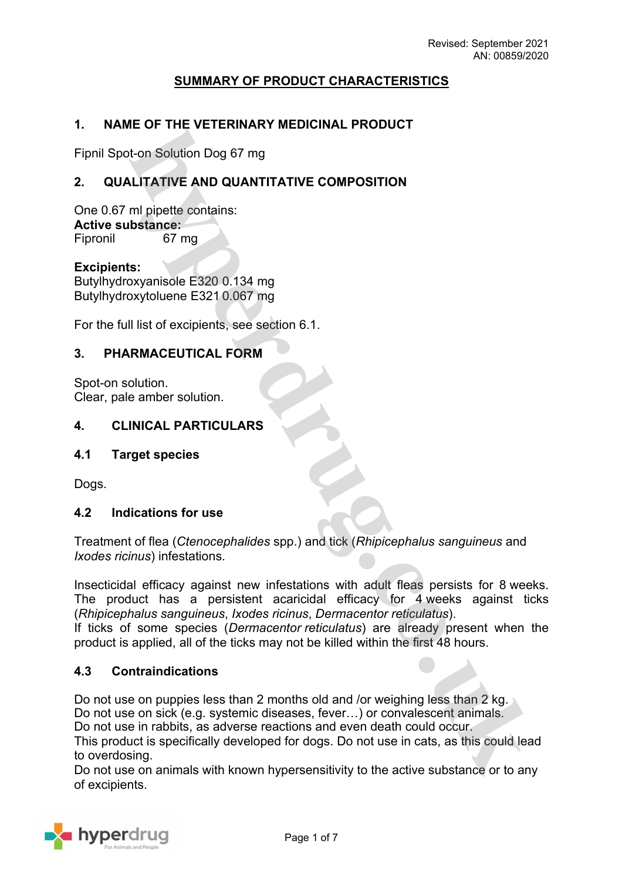Revised: September 2021
AN: 00859/2020

# SUMMARY OF PRODUCT CHARACTERISTICS

## 1. NAME OF THE VETERINARY MEDICINAL PRODUCT

Fipnil Spot-on Solution Dog 67 mg

## 2. QUALITATIVE AND QUANTITATIVE COMPOSITION

One 0.67 ml pipette contains:
**Active substance:**
Fipronil 67 mg

**Excipients:**
Butylhydroxyanisole E320 0.134 mg
Butylhydroxytoluene E321 0.067 mg

For the full list of excipients, see section 6.1.

## 3. PHARMACEUTICAL FORM

Spot-on solution.
Clear, pale amber solution.

## 4. CLINICAL PARTICULARS

### 4.1 Target species

Dogs.

### 4.2 Indications for use

Treatment of flea (*Ctenocephalides* spp.) and tick (*Rhipicephalus sanguineus* and *Ixodes ricinus*) infestations.

Insecticidal efficacy against new infestations with adult fleas persists for 8 weeks. The product has a persistent acaricidal efficacy for 4 weeks against ticks (*Rhipicephalus sanguineus*, *Ixodes ricinus*, *Dermacentor reticulatus*).
If ticks of some species (*Dermacentor reticulatus*) are already present when the product is applied, all of the ticks may not be killed within the first 48 hours.

### 4.3 Contraindications

Do not use on puppies less than 2 months old and /or weighing less than 2 kg.
Do not use on sick (e.g. systemic diseases, fever…) or convalescent animals.
Do not use in rabbits, as adverse reactions and even death could occur.
This product is specifically developed for dogs. Do not use in cats, as this could lead to overdosing.
Do not use on animals with known hypersensitivity to the active substance or to any of excipients.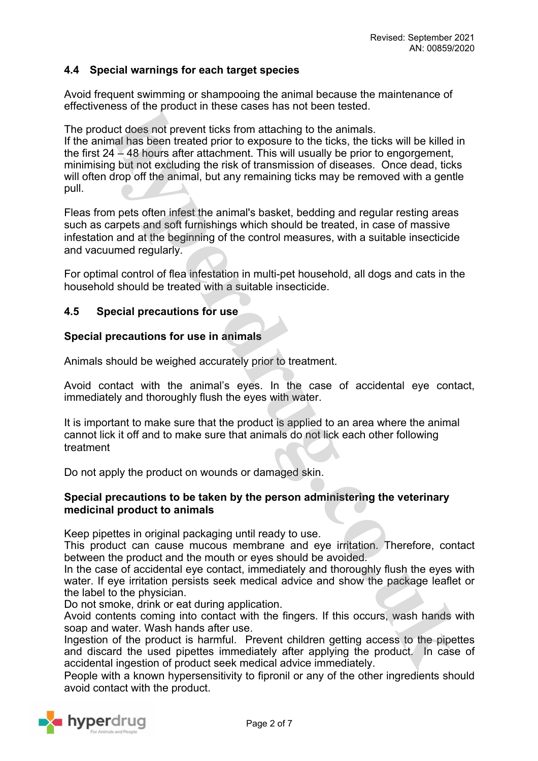## 4.4 Special warnings for each target species

Avoid frequent swimming or shampooing the animal because the maintenance of effectiveness of the product in these cases has not been tested.

The product does not prevent ticks from attaching to the animals.
If the animal has been treated prior to exposure to the ticks, the ticks will be killed in the first 24 – 48 hours after attachment. This will usually be prior to engorgement, minimising but not excluding the risk of transmission of diseases. Once dead, ticks will often drop off the animal, but any remaining ticks may be removed with a gentle pull.

Fleas from pets often infest the animal's basket, bedding and regular resting areas such as carpets and soft furnishings which should be treated, in case of massive infestation and at the beginning of the control measures, with a suitable insecticide and vacuumed regularly.

For optimal control of flea infestation in multi-pet household, all dogs and cats in the household should be treated with a suitable insecticide.

## 4.5 Special precautions for use

**Special precautions for use in animals**

Animals should be weighed accurately prior to treatment.

Avoid contact with the animal's eyes. In the case of accidental eye contact, immediately and thoroughly flush the eyes with water.

It is important to make sure that the product is applied to an area where the animal cannot lick it off and to make sure that animals do not lick each other following treatment

Do not apply the product on wounds or damaged skin.

**Special precautions to be taken by the person administering the veterinary medicinal product to animals**

Keep pipettes in original packaging until ready to use.
This product can cause mucous membrane and eye irritation. Therefore, contact between the product and the mouth or eyes should be avoided.
In the case of accidental eye contact, immediately and thoroughly flush the eyes with water. If eye irritation persists seek medical advice and show the package leaflet or the label to the physician.
Do not smoke, drink or eat during application.
Avoid contents coming into contact with the fingers. If this occurs, wash hands with soap and water. Wash hands after use.
Ingestion of the product is harmful. Prevent children getting access to the pipettes and discard the used pipettes immediately after applying the product. In case of accidental ingestion of product seek medical advice immediately.
People with a known hypersensitivity to fipronil or any of the other ingredients should avoid contact with the product.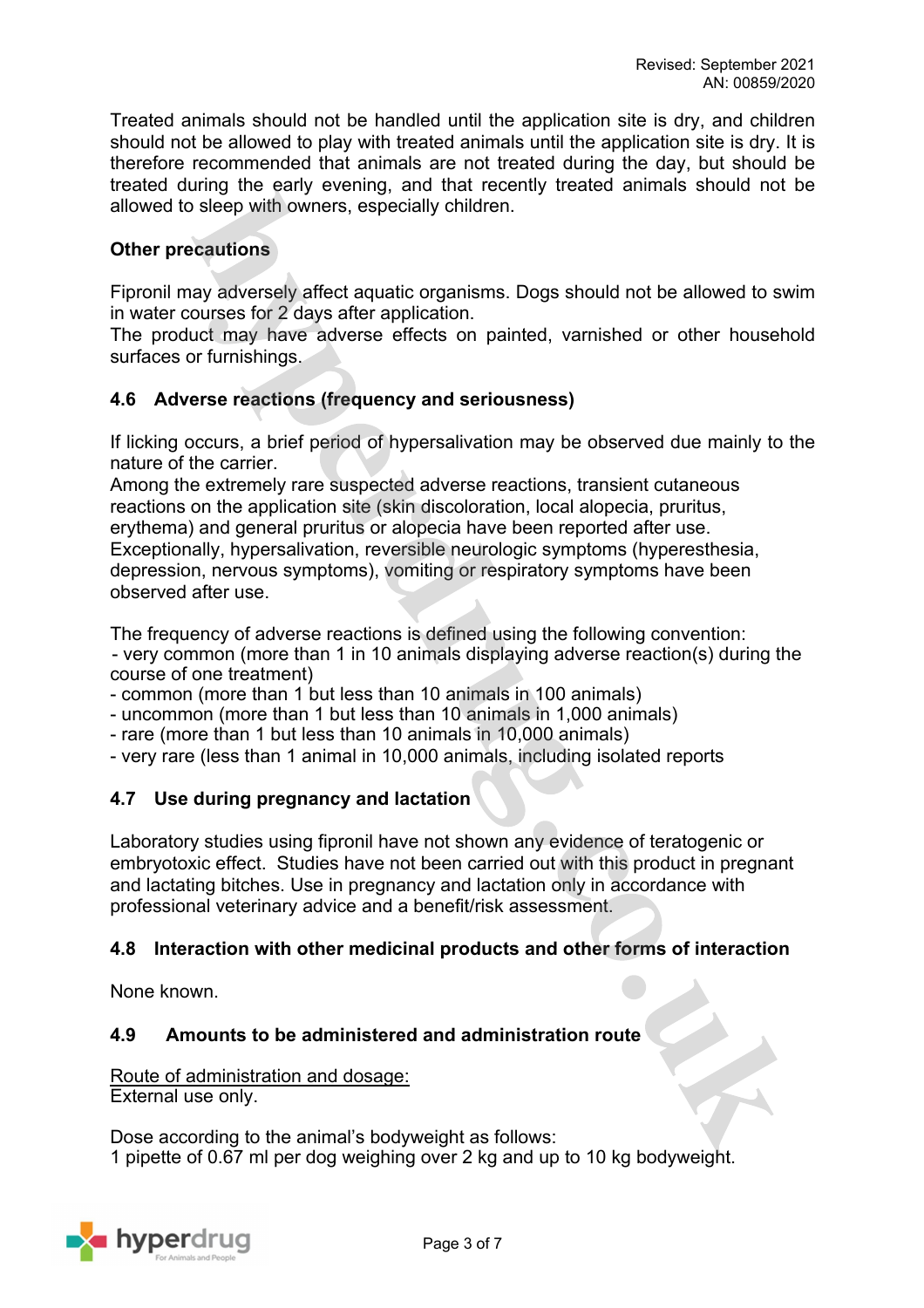Treated animals should not be handled until the application site is dry, and children should not be allowed to play with treated animals until the application site is dry. It is therefore recommended that animals are not treated during the day, but should be treated during the early evening, and that recently treated animals should not be allowed to sleep with owners, especially children.

**Other precautions**

Fipronil may adversely affect aquatic organisms. Dogs should not be allowed to swim in water courses for 2 days after application.
The product may have adverse effects on painted, varnished or other household surfaces or furnishings.

### 4.6 Adverse reactions (frequency and seriousness)

If licking occurs, a brief period of hypersalivation may be observed due mainly to the nature of the carrier.
Among the extremely rare suspected adverse reactions, transient cutaneous reactions on the application site (skin discoloration, local alopecia, pruritus, erythema) and general pruritus or alopecia have been reported after use.
Exceptionally, hypersalivation, reversible neurologic symptoms (hyperesthesia, depression, nervous symptoms), vomiting or respiratory symptoms have been observed after use.

The frequency of adverse reactions is defined using the following convention:
- very common (more than 1 in 10 animals displaying adverse reaction(s) during the course of one treatment)
- common (more than 1 but less than 10 animals in 100 animals)
- uncommon (more than 1 but less than 10 animals in 1,000 animals)
- rare (more than 1 but less than 10 animals in 10,000 animals)
- very rare (less than 1 animal in 10,000 animals, including isolated reports

### 4.7 Use during pregnancy and lactation

Laboratory studies using fipronil have not shown any evidence of teratogenic or embryotoxic effect. Studies have not been carried out with this product in pregnant and lactating bitches. Use in pregnancy and lactation only in accordance with professional veterinary advice and a benefit/risk assessment.

### 4.8 Interaction with other medicinal products and other forms of interaction

None known.

### 4.9 Amounts to be administered and administration route

Route of administration and dosage:
External use only.

Dose according to the animal's bodyweight as follows:
1 pipette of 0.67 ml per dog weighing over 2 kg and up to 10 kg bodyweight.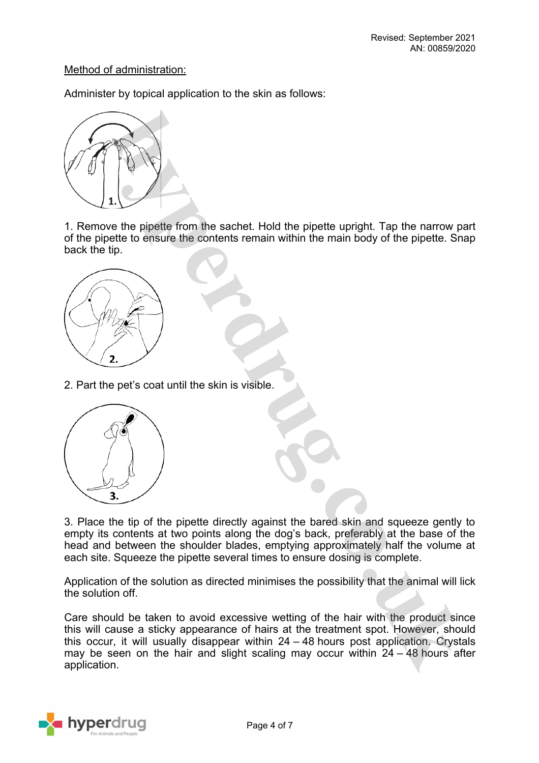Method of administration:

Administer by topical application to the skin as follows:

1. Remove the pipette from the sachet. Hold the pipette upright. Tap the narrow part of the pipette to ensure the contents remain within the main body of the pipette. Snap back the tip.

2. Part the pet's coat until the skin is visible.

3. Place the tip of the pipette directly against the bared skin and squeeze gently to empty its contents at two points along the dog's back, preferably at the base of the head and between the shoulder blades, emptying approximately half the volume at each site. Squeeze the pipette several times to ensure dosing is complete.

Application of the solution as directed minimises the possibility that the animal will lick the solution off.

Care should be taken to avoid excessive wetting of the hair with the product since this will cause a sticky appearance of hairs at the treatment spot. However, should this occur, it will usually disappear within 24 – 48 hours post application. Crystals may be seen on the hair and slight scaling may occur within 24 – 48 hours after application.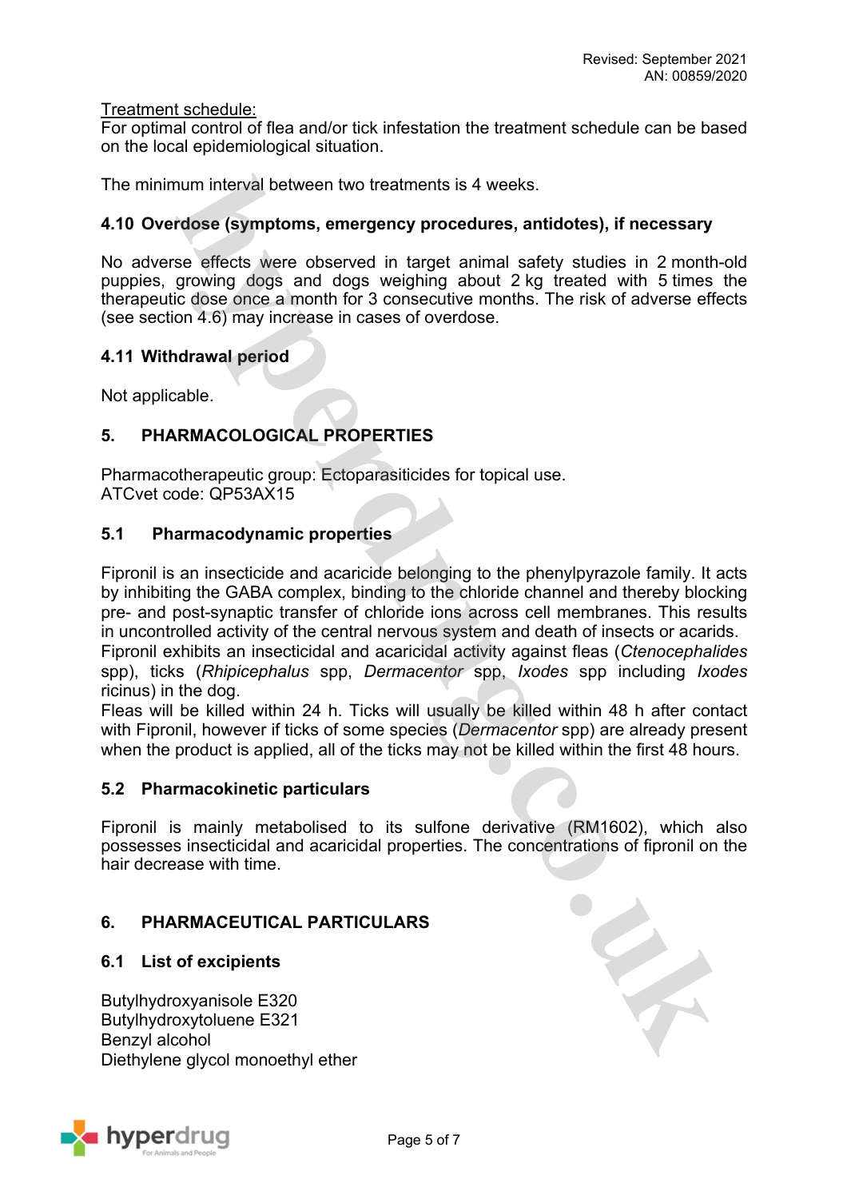Treatment schedule:
For optimal control of flea and/or tick infestation the treatment schedule can be based on the local epidemiological situation.

The minimum interval between two treatments is 4 weeks.

### 4.10 Overdose (symptoms, emergency procedures, antidotes), if necessary

No adverse effects were observed in target animal safety studies in 2 month-old puppies, growing dogs and dogs weighing about 2 kg treated with 5 times the therapeutic dose once a month for 3 consecutive months. The risk of adverse effects (see section 4.6) may increase in cases of overdose.

### 4.11 Withdrawal period

Not applicable.

## 5. PHARMACOLOGICAL PROPERTIES

Pharmacotherapeutic group: Ectoparasiticides for topical use.
ATCvet code: QP53AX15

### 5.1 Pharmacodynamic properties

Fipronil is an insecticide and acaricide belonging to the phenylpyrazole family. It acts by inhibiting the GABA complex, binding to the chloride channel and thereby blocking pre- and post-synaptic transfer of chloride ions across cell membranes. This results in uncontrolled activity of the central nervous system and death of insects or acarids.
Fipronil exhibits an insecticidal and acaricidal activity against fleas (*Ctenocephalides* spp), ticks (*Rhipicephalus* spp, *Dermacentor* spp, *Ixodes* spp including *Ixodes* ricinus) in the dog.
Fleas will be killed within 24 h. Ticks will usually be killed within 48 h after contact with Fipronil, however if ticks of some species (*Dermacentor* spp) are already present when the product is applied, all of the ticks may not be killed within the first 48 hours.

### 5.2 Pharmacokinetic particulars

Fipronil is mainly metabolised to its sulfone derivative (RM1602), which also possesses insecticidal and acaricidal properties. The concentrations of fipronil on the hair decrease with time.

## 6. PHARMACEUTICAL PARTICULARS

### 6.1 List of excipients

Butylhydroxyanisole E320
Butylhydroxytoluene E321
Benzyl alcohol
Diethylene glycol monoethyl ether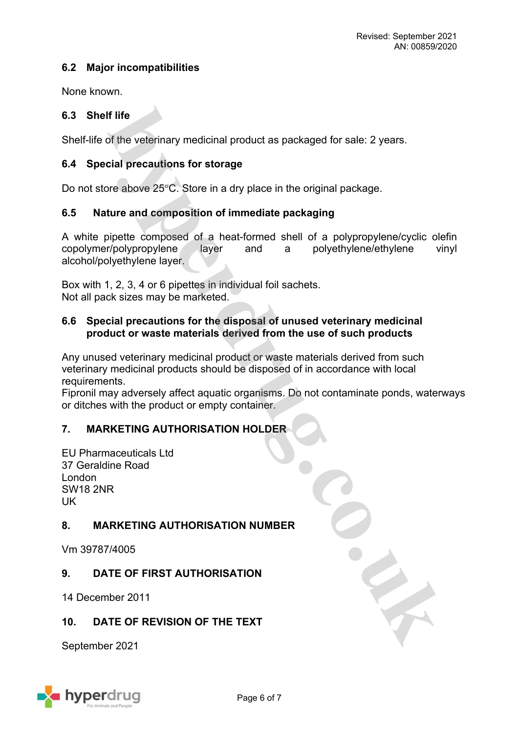### 6.2 Major incompatibilities

None known.

### 6.3 Shelf life

Shelf-life of the veterinary medicinal product as packaged for sale: 2 years.

### 6.4 Special precautions for storage

Do not store above 25°C. Store in a dry place in the original package.

### 6.5 Nature and composition of immediate packaging

A white pipette composed of a heat-formed shell of a polypropylene/cyclic olefin copolymer/polypropylene layer and a polyethylene/ethylene vinyl alcohol/polyethylene layer.

Box with 1, 2, 3, 4 or 6 pipettes in individual foil sachets.
Not all pack sizes may be marketed.

### 6.6 Special precautions for the disposal of unused veterinary medicinal product or waste materials derived from the use of such products

Any unused veterinary medicinal product or waste materials derived from such veterinary medicinal products should be disposed of in accordance with local requirements.
Fipronil may adversely affect aquatic organisms. Do not contaminate ponds, waterways or ditches with the product or empty container.

## 7. MARKETING AUTHORISATION HOLDER

EU Pharmaceuticals Ltd
37 Geraldine Road
London
SW18 2NR
UK

## 8. MARKETING AUTHORISATION NUMBER

Vm 39787/4005

## 9. DATE OF FIRST AUTHORISATION

14 December 2011

## 10. DATE OF REVISION OF THE TEXT

September 2021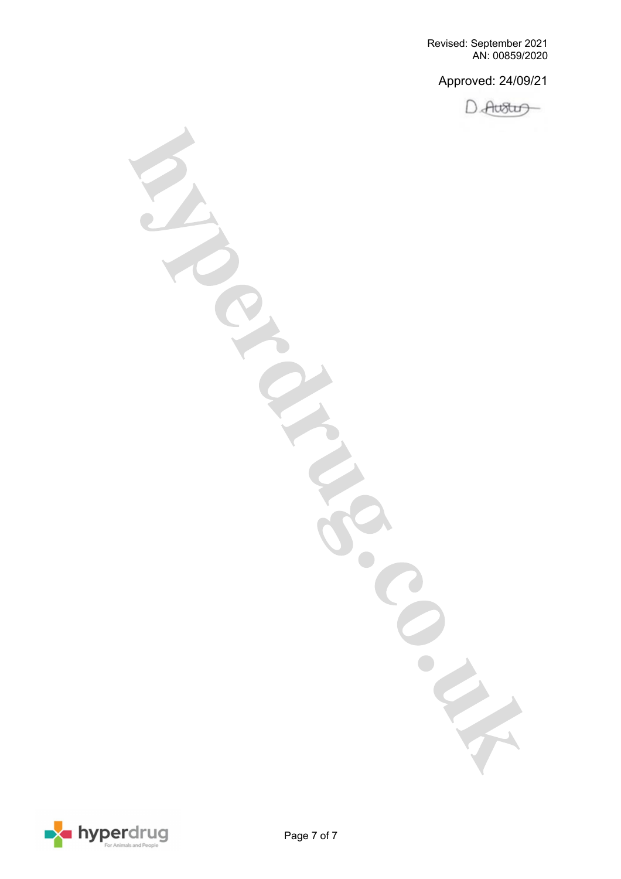Revised: September 2021
AN: 00859/2020

Approved: 24/09/21

D Austin